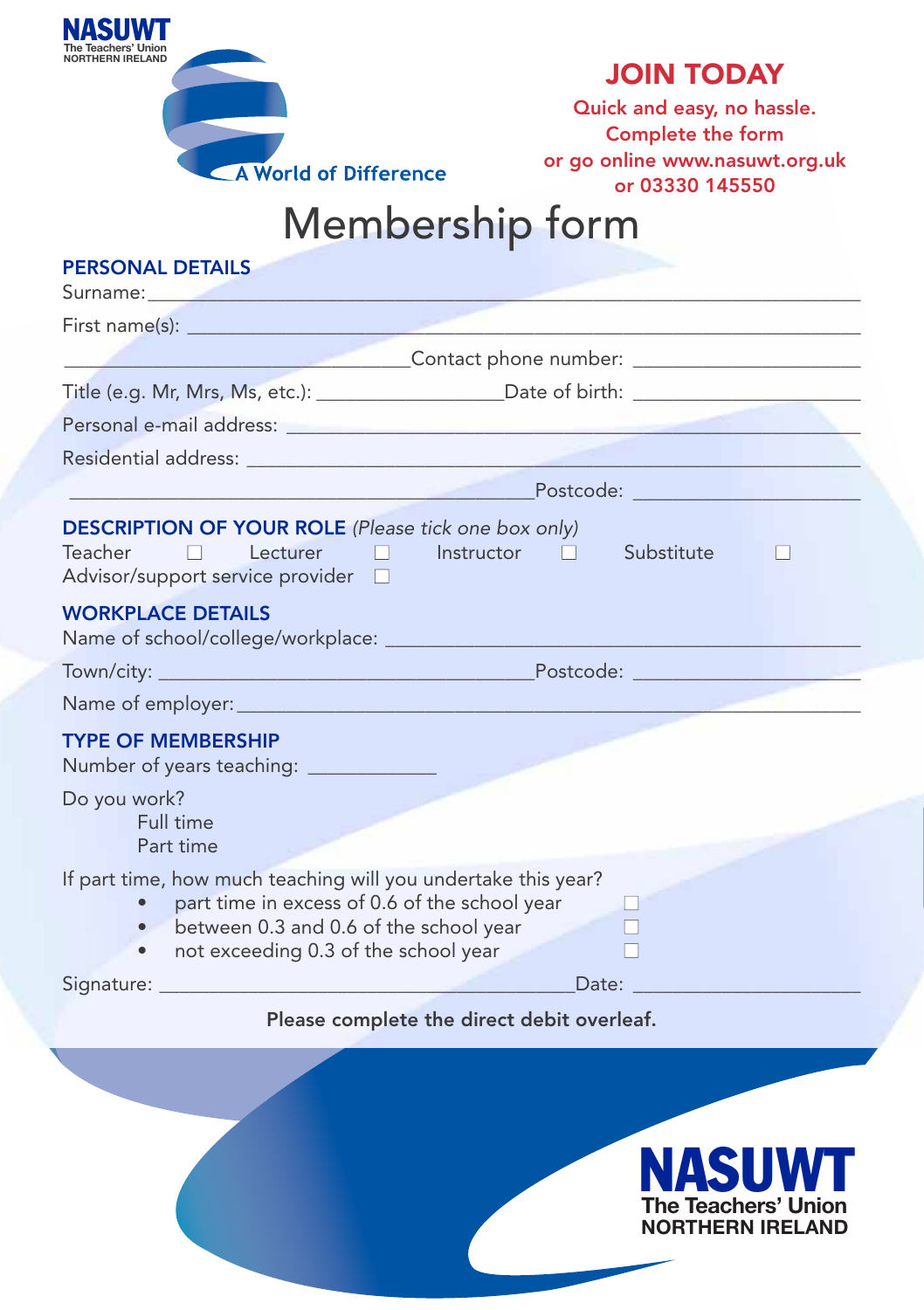**NASUWT**
The Teachers' Union
NORTHERN IRELAND

A World of Difference

## JOIN TODAY

Quick and easy, no hassle.
Complete the form
or go online www.nasuwt.org.uk
or 03330 145550

# Membership form

### PERSONAL DETAILS

Surname: ____________________________________________

First name(s): ____________________________________________

____________________ Contact phone number: ____________________

Title (e.g. Mr, Mrs, Ms, etc.): ____________________ Date of birth: ____________________

Personal e-mail address: ____________________________________________

Residential address: ____________________________________________

____________________________________________ Postcode: ____________________

### DESCRIPTION OF YOUR ROLE *(Please tick one box only)*

Teacher ☐ Lecturer ☐ Instructor ☐ Substitute ☐
Advisor/support service provider ☐

### WORKPLACE DETAILS

Name of school/college/workplace: ____________________________________________

Town/city: ____________________________________________ Postcode: ____________________

Name of employer: ____________________________________________

### TYPE OF MEMBERSHIP

Number of years teaching: ____________

Do you work?
Full time
Part time

If part time, how much teaching will you undertake this year?

- part time in excess of 0.6 of the school year ☐
- between 0.3 and 0.6 of the school year ☐
- not exceeding 0.3 of the school year ☐

Signature: ____________________________________________ Date: ____________________

**Please complete the direct debit overleaf.**

**NASUWT**
The Teachers' Union
NORTHERN IRELAND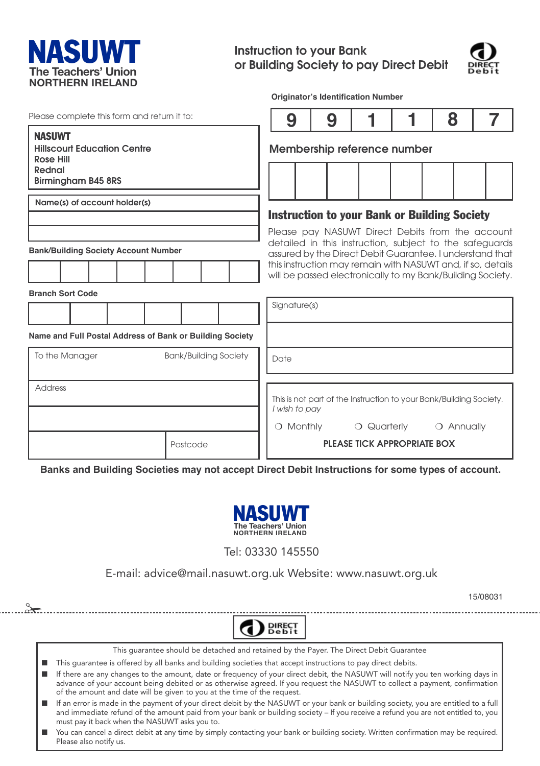**NASUWT**
**The Teachers' Union**
**NORTHERN IRELAND**

## Instruction to your Bank or Building Society to pay Direct Debit

DIRECT Debit

**Originator's Identification Number**

| 9 | 9 | 1 | 1 | 8 | 7 |
|---|---|---|---|---|---|

Please complete this form and return it to:

**NASUWT**
**Hillscourt Education Centre**
**Rose Hill**
**Rednal**
**Birmingham B45 8RS**

**Membership reference number**

| | | | | | | |
|---|---|---|---|---|---|---|
| | | | | | | |

**Name(s) of account holder(s)**

**Bank/Building Society Account Number**

| | | | | | | | |
|---|---|---|---|---|---|---|---|
| | | | | | | | |

**Branch Sort Code**

| | | | | | |
|---|---|---|---|---|---|
| | | | | | |

**Name and Full Postal Address of Bank or Building Society**

To the Manager Bank/Building Society

Address

Postcode

### Instruction to your Bank or Building Society

Please pay NASUWT Direct Debits from the account detailed in this instruction, subject to the safeguards assured by the Direct Debit Guarantee. I understand that this instruction may remain with NASUWT and, if so, details will be passed electronically to my Bank/Building Society.

Signature(s)

Date

This is not part of the Instruction to your Bank/Building Society.
*I wish to pay*

❍ Monthly ❍ Quarterly ❍ Annually

**PLEASE TICK APPROPRIATE BOX**

**Banks and Building Societies may not accept Direct Debit Instructions for some types of account.**

**NASUWT**
**The Teachers' Union**
**NORTHERN IRELAND**

Tel: 03330 145550

E-mail: advice@mail.nasuwt.org.uk Website: www.nasuwt.org.uk

15/08031

DIRECT Debit

This guarantee should be detached and retained by the Payer. The Direct Debit Guarantee

- This guarantee is offered by all banks and building societies that accept instructions to pay direct debits.
- If there are any changes to the amount, date or frequency of your direct debit, the NASUWT will notify you ten working days in advance of your account being debited or as otherwise agreed. If you request the NASUWT to collect a payment, confirmation of the amount and date will be given to you at the time of the request.
- If an error is made in the payment of your direct debit by the NASUWT or your bank or building society, you are entitled to a full and immediate refund of the amount paid from your bank or building society – If you receive a refund you are not entitled to, you must pay it back when the NASUWT asks you to.
- You can cancel a direct debit at any time by simply contacting your bank or building society. Written confirmation may be required. Please also notify us.